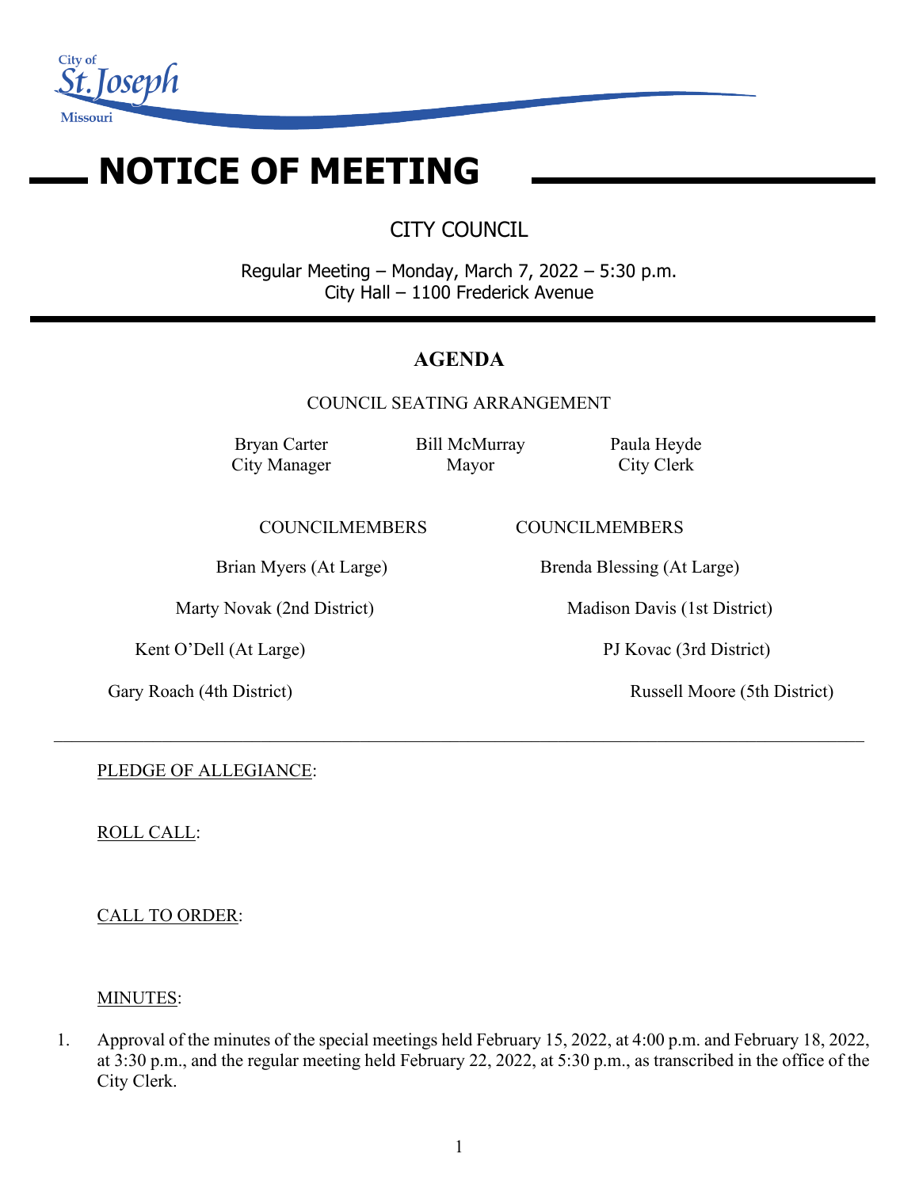City of St. Joseph Missouri

# NOTICE OF MEETING

## CITY COUNCIL

Regular Meeting – Monday, March 7, 2022 – 5:30 p.m.
City Hall – 1100 Frederick Avenue

## AGENDA

COUNCIL SEATING ARRANGEMENT

Bryan Carter
City Manager

Bill McMurray
Mayor

Paula Heyde
City Clerk

| COUNCILMEMBERS | COUNCILMEMBERS |
| --- | --- |
| Brian Myers (At Large) | Brenda Blessing (At Large) |
| Marty Novak (2nd District) | Madison Davis (1st District) |
| Kent O'Dell (At Large) | PJ Kovac (3rd District) |
| Gary Roach (4th District) | Russell Moore (5th District) |

---

PLEDGE OF ALLEGIANCE:

ROLL CALL:

CALL TO ORDER:

MINUTES:

1. Approval of the minutes of the special meetings held February 15, 2022, at 4:00 p.m. and February 18, 2022, at 3:30 p.m., and the regular meeting held February 22, 2022, at 5:30 p.m., as transcribed in the office of the City Clerk.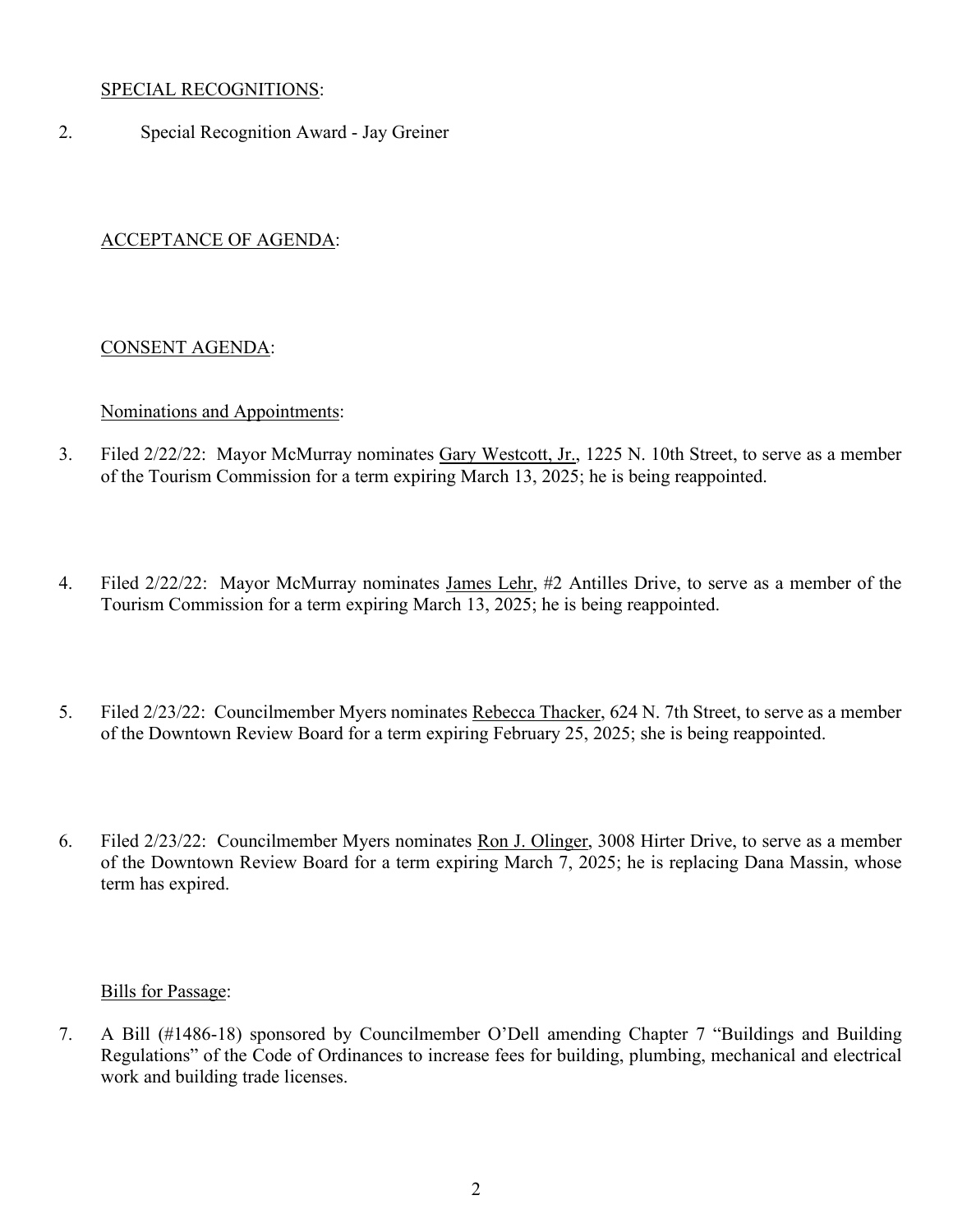SPECIAL RECOGNITIONS:

2. Special Recognition Award - Jay Greiner

ACCEPTANCE OF AGENDA:

CONSENT AGENDA:

Nominations and Appointments:

3. Filed 2/22/22: Mayor McMurray nominates Gary Westcott, Jr., 1225 N. 10th Street, to serve as a member of the Tourism Commission for a term expiring March 13, 2025; he is being reappointed.

4. Filed 2/22/22: Mayor McMurray nominates James Lehr, #2 Antilles Drive, to serve as a member of the Tourism Commission for a term expiring March 13, 2025; he is being reappointed.

5. Filed 2/23/22: Councilmember Myers nominates Rebecca Thacker, 624 N. 7th Street, to serve as a member of the Downtown Review Board for a term expiring February 25, 2025; she is being reappointed.

6. Filed 2/23/22: Councilmember Myers nominates Ron J. Olinger, 3008 Hirter Drive, to serve as a member of the Downtown Review Board for a term expiring March 7, 2025; he is replacing Dana Massin, whose term has expired.

Bills for Passage:

7. A Bill (#1486-18) sponsored by Councilmember O'Dell amending Chapter 7 "Buildings and Building Regulations" of the Code of Ordinances to increase fees for building, plumbing, mechanical and electrical work and building trade licenses.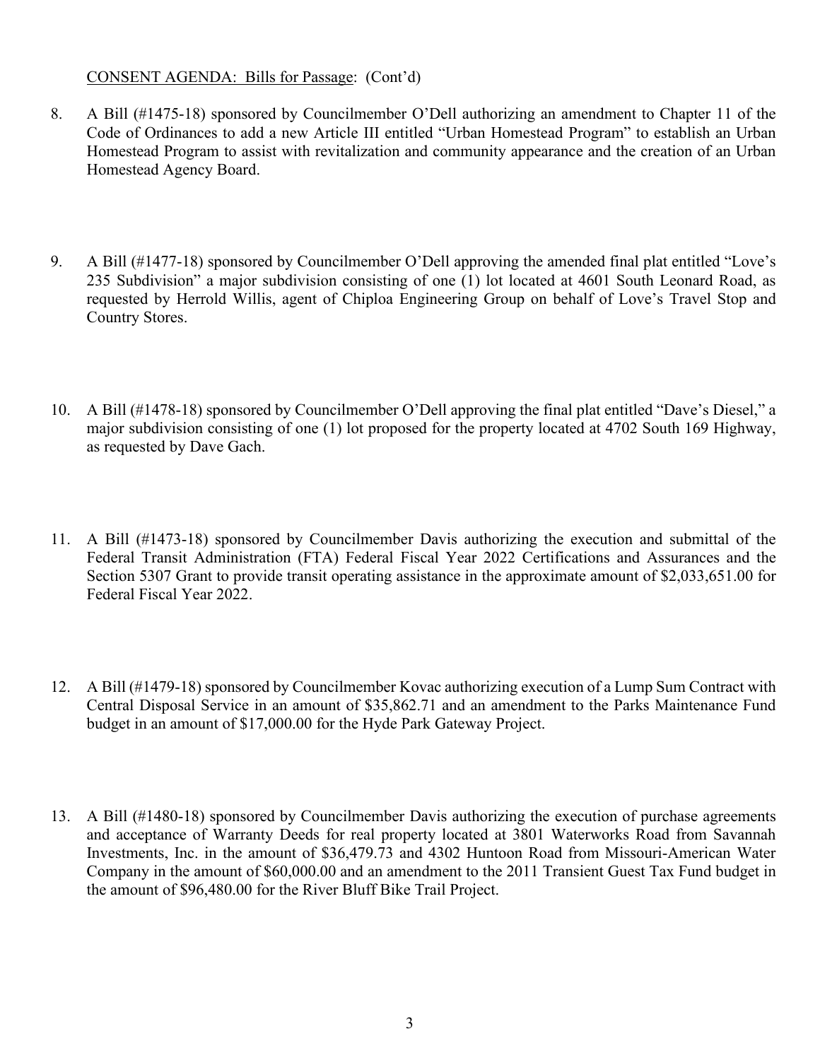<u>CONSENT AGENDA: Bills for Passage</u>: (Cont'd)

8. A Bill (#1475-18) sponsored by Councilmember O'Dell authorizing an amendment to Chapter 11 of the Code of Ordinances to add a new Article III entitled "Urban Homestead Program" to establish an Urban Homestead Program to assist with revitalization and community appearance and the creation of an Urban Homestead Agency Board.

9. A Bill (#1477-18) sponsored by Councilmember O'Dell approving the amended final plat entitled "Love's 235 Subdivision" a major subdivision consisting of one (1) lot located at 4601 South Leonard Road, as requested by Herrold Willis, agent of Chiploa Engineering Group on behalf of Love's Travel Stop and Country Stores.

10. A Bill (#1478-18) sponsored by Councilmember O'Dell approving the final plat entitled "Dave's Diesel," a major subdivision consisting of one (1) lot proposed for the property located at 4702 South 169 Highway, as requested by Dave Gach.

11. A Bill (#1473-18) sponsored by Councilmember Davis authorizing the execution and submittal of the Federal Transit Administration (FTA) Federal Fiscal Year 2022 Certifications and Assurances and the Section 5307 Grant to provide transit operating assistance in the approximate amount of $2,033,651.00 for Federal Fiscal Year 2022.

12. A Bill (#1479-18) sponsored by Councilmember Kovac authorizing execution of a Lump Sum Contract with Central Disposal Service in an amount of $35,862.71 and an amendment to the Parks Maintenance Fund budget in an amount of $17,000.00 for the Hyde Park Gateway Project.

13. A Bill (#1480-18) sponsored by Councilmember Davis authorizing the execution of purchase agreements and acceptance of Warranty Deeds for real property located at 3801 Waterworks Road from Savannah Investments, Inc. in the amount of $36,479.73 and 4302 Huntoon Road from Missouri-American Water Company in the amount of $60,000.00 and an amendment to the 2011 Transient Guest Tax Fund budget in the amount of $96,480.00 for the River Bluff Bike Trail Project.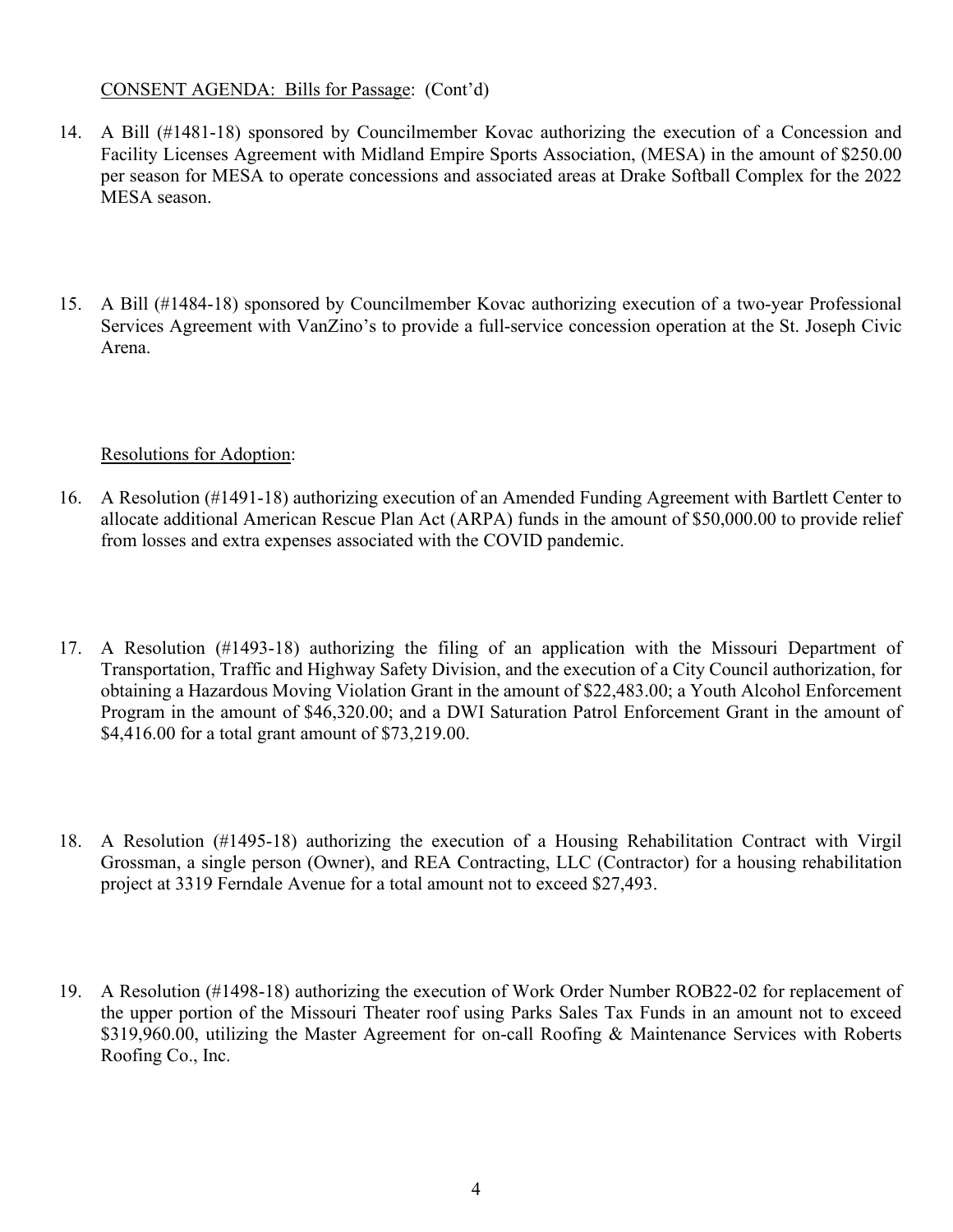CONSENT AGENDA: Bills for Passage: (Cont'd)

14. A Bill (#1481-18) sponsored by Councilmember Kovac authorizing the execution of a Concession and Facility Licenses Agreement with Midland Empire Sports Association, (MESA) in the amount of $250.00 per season for MESA to operate concessions and associated areas at Drake Softball Complex for the 2022 MESA season.

15. A Bill (#1484-18) sponsored by Councilmember Kovac authorizing execution of a two-year Professional Services Agreement with VanZino's to provide a full-service concession operation at the St. Joseph Civic Arena.

Resolutions for Adoption:

16. A Resolution (#1491-18) authorizing execution of an Amended Funding Agreement with Bartlett Center to allocate additional American Rescue Plan Act (ARPA) funds in the amount of $50,000.00 to provide relief from losses and extra expenses associated with the COVID pandemic.

17. A Resolution (#1493-18) authorizing the filing of an application with the Missouri Department of Transportation, Traffic and Highway Safety Division, and the execution of a City Council authorization, for obtaining a Hazardous Moving Violation Grant in the amount of $22,483.00; a Youth Alcohol Enforcement Program in the amount of $46,320.00; and a DWI Saturation Patrol Enforcement Grant in the amount of $4,416.00 for a total grant amount of $73,219.00.

18. A Resolution (#1495-18) authorizing the execution of a Housing Rehabilitation Contract with Virgil Grossman, a single person (Owner), and REA Contracting, LLC (Contractor) for a housing rehabilitation project at 3319 Ferndale Avenue for a total amount not to exceed $27,493.

19. A Resolution (#1498-18) authorizing the execution of Work Order Number ROB22-02 for replacement of the upper portion of the Missouri Theater roof using Parks Sales Tax Funds in an amount not to exceed $319,960.00, utilizing the Master Agreement for on-call Roofing & Maintenance Services with Roberts Roofing Co., Inc.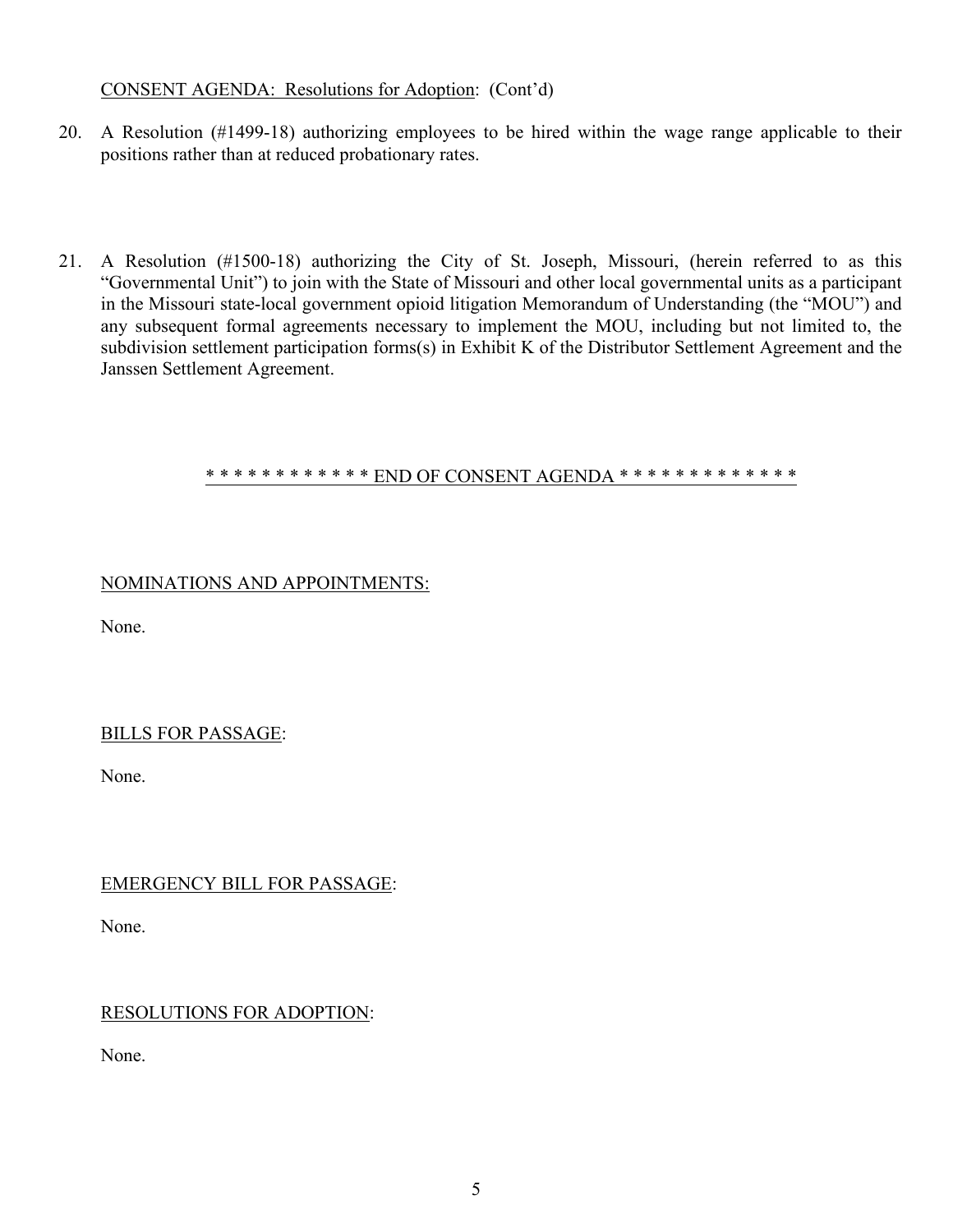CONSENT AGENDA: Resolutions for Adoption: (Cont'd)

20. A Resolution (#1499-18) authorizing employees to be hired within the wage range applicable to their positions rather than at reduced probationary rates.

21. A Resolution (#1500-18) authorizing the City of St. Joseph, Missouri, (herein referred to as this "Governmental Unit") to join with the State of Missouri and other local governmental units as a participant in the Missouri state-local government opioid litigation Memorandum of Understanding (the "MOU") and any subsequent formal agreements necessary to implement the MOU, including but not limited to, the subdivision settlement participation forms(s) in Exhibit K of the Distributor Settlement Agreement and the Janssen Settlement Agreement.

* * * * * * * * * * * * END OF CONSENT AGENDA * * * * * * * * * * * * *

NOMINATIONS AND APPOINTMENTS:

None.

BILLS FOR PASSAGE:

None.

EMERGENCY BILL FOR PASSAGE:

None.

RESOLUTIONS FOR ADOPTION:

None.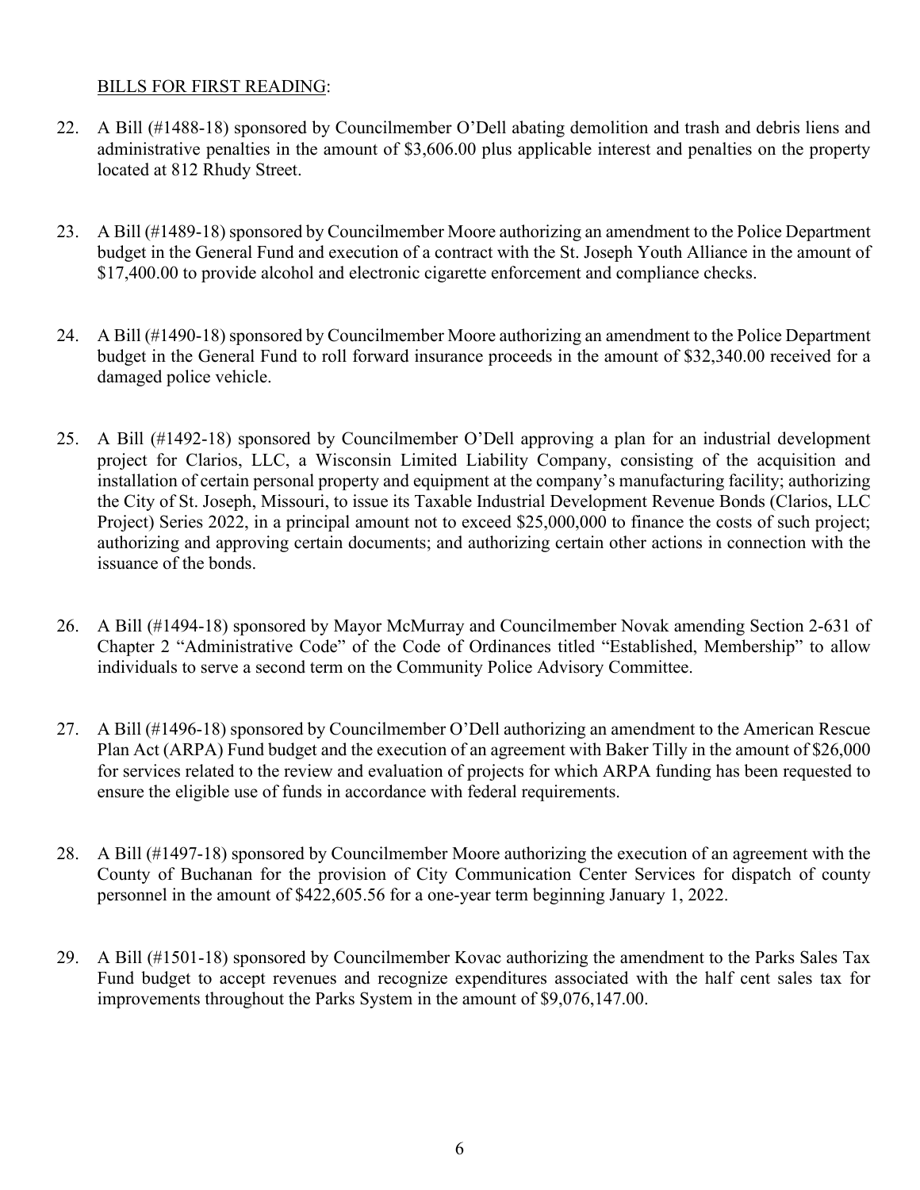<u>BILLS FOR FIRST READING</u>:

22. A Bill (#1488-18) sponsored by Councilmember O'Dell abating demolition and trash and debris liens and administrative penalties in the amount of $3,606.00 plus applicable interest and penalties on the property located at 812 Rhudy Street.

23. A Bill (#1489-18) sponsored by Councilmember Moore authorizing an amendment to the Police Department budget in the General Fund and execution of a contract with the St. Joseph Youth Alliance in the amount of $17,400.00 to provide alcohol and electronic cigarette enforcement and compliance checks.

24. A Bill (#1490-18) sponsored by Councilmember Moore authorizing an amendment to the Police Department budget in the General Fund to roll forward insurance proceeds in the amount of $32,340.00 received for a damaged police vehicle.

25. A Bill (#1492-18) sponsored by Councilmember O'Dell approving a plan for an industrial development project for Clarios, LLC, a Wisconsin Limited Liability Company, consisting of the acquisition and installation of certain personal property and equipment at the company's manufacturing facility; authorizing the City of St. Joseph, Missouri, to issue its Taxable Industrial Development Revenue Bonds (Clarios, LLC Project) Series 2022, in a principal amount not to exceed $25,000,000 to finance the costs of such project; authorizing and approving certain documents; and authorizing certain other actions in connection with the issuance of the bonds.

26. A Bill (#1494-18) sponsored by Mayor McMurray and Councilmember Novak amending Section 2-631 of Chapter 2 "Administrative Code" of the Code of Ordinances titled "Established, Membership" to allow individuals to serve a second term on the Community Police Advisory Committee.

27. A Bill (#1496-18) sponsored by Councilmember O'Dell authorizing an amendment to the American Rescue Plan Act (ARPA) Fund budget and the execution of an agreement with Baker Tilly in the amount of $26,000 for services related to the review and evaluation of projects for which ARPA funding has been requested to ensure the eligible use of funds in accordance with federal requirements.

28. A Bill (#1497-18) sponsored by Councilmember Moore authorizing the execution of an agreement with the County of Buchanan for the provision of City Communication Center Services for dispatch of county personnel in the amount of $422,605.56 for a one-year term beginning January 1, 2022.

29. A Bill (#1501-18) sponsored by Councilmember Kovac authorizing the amendment to the Parks Sales Tax Fund budget to accept revenues and recognize expenditures associated with the half cent sales tax for improvements throughout the Parks System in the amount of $9,076,147.00.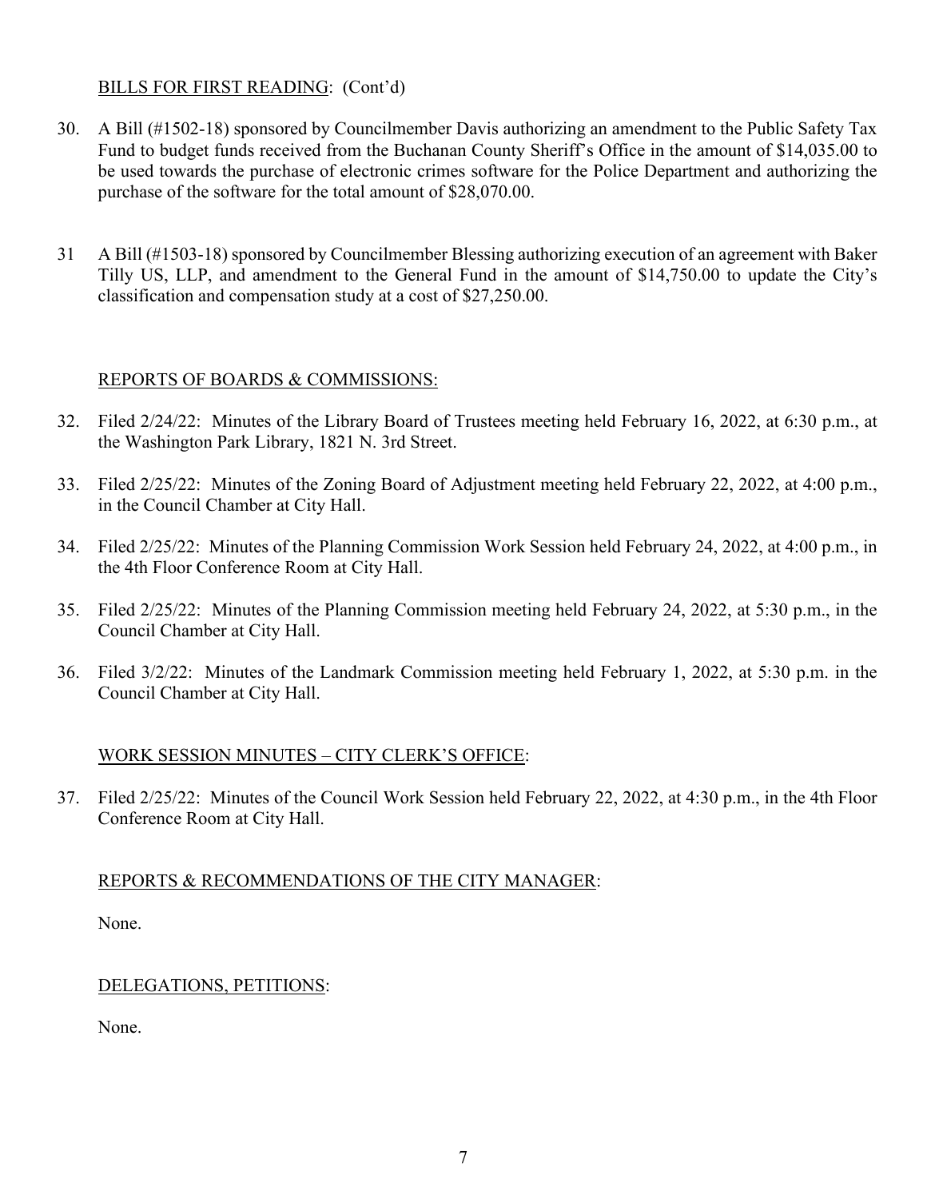BILLS FOR FIRST READING: (Cont'd)

30. A Bill (#1502-18) sponsored by Councilmember Davis authorizing an amendment to the Public Safety Tax Fund to budget funds received from the Buchanan County Sheriff's Office in the amount of $14,035.00 to be used towards the purchase of electronic crimes software for the Police Department and authorizing the purchase of the software for the total amount of $28,070.00.

31 A Bill (#1503-18) sponsored by Councilmember Blessing authorizing execution of an agreement with Baker Tilly US, LLP, and amendment to the General Fund in the amount of $14,750.00 to update the City's classification and compensation study at a cost of $27,250.00.

REPORTS OF BOARDS & COMMISSIONS:

32. Filed 2/24/22: Minutes of the Library Board of Trustees meeting held February 16, 2022, at 6:30 p.m., at the Washington Park Library, 1821 N. 3rd Street.

33. Filed 2/25/22: Minutes of the Zoning Board of Adjustment meeting held February 22, 2022, at 4:00 p.m., in the Council Chamber at City Hall.

34. Filed 2/25/22: Minutes of the Planning Commission Work Session held February 24, 2022, at 4:00 p.m., in the 4th Floor Conference Room at City Hall.

35. Filed 2/25/22: Minutes of the Planning Commission meeting held February 24, 2022, at 5:30 p.m., in the Council Chamber at City Hall.

36. Filed 3/2/22: Minutes of the Landmark Commission meeting held February 1, 2022, at 5:30 p.m. in the Council Chamber at City Hall.

WORK SESSION MINUTES – CITY CLERK'S OFFICE:

37. Filed 2/25/22: Minutes of the Council Work Session held February 22, 2022, at 4:30 p.m., in the 4th Floor Conference Room at City Hall.

REPORTS & RECOMMENDATIONS OF THE CITY MANAGER:

None.

DELEGATIONS, PETITIONS:

None.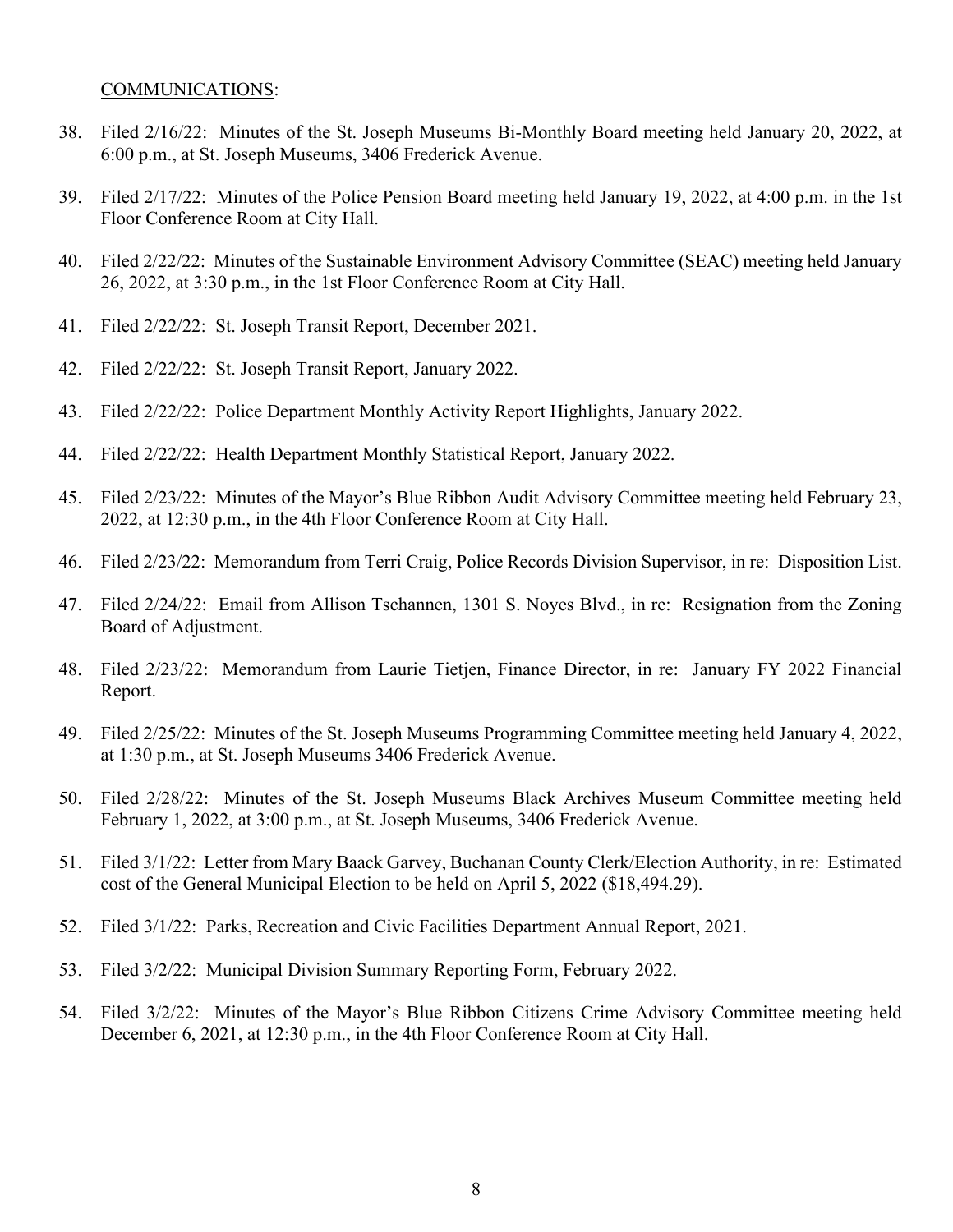COMMUNICATIONS:

38. Filed 2/16/22: Minutes of the St. Joseph Museums Bi-Monthly Board meeting held January 20, 2022, at 6:00 p.m., at St. Joseph Museums, 3406 Frederick Avenue.

39. Filed 2/17/22: Minutes of the Police Pension Board meeting held January 19, 2022, at 4:00 p.m. in the 1st Floor Conference Room at City Hall.

40. Filed 2/22/22: Minutes of the Sustainable Environment Advisory Committee (SEAC) meeting held January 26, 2022, at 3:30 p.m., in the 1st Floor Conference Room at City Hall.

41. Filed 2/22/22: St. Joseph Transit Report, December 2021.

42. Filed 2/22/22: St. Joseph Transit Report, January 2022.

43. Filed 2/22/22: Police Department Monthly Activity Report Highlights, January 2022.

44. Filed 2/22/22: Health Department Monthly Statistical Report, January 2022.

45. Filed 2/23/22: Minutes of the Mayor's Blue Ribbon Audit Advisory Committee meeting held February 23, 2022, at 12:30 p.m., in the 4th Floor Conference Room at City Hall.

46. Filed 2/23/22: Memorandum from Terri Craig, Police Records Division Supervisor, in re: Disposition List.

47. Filed 2/24/22: Email from Allison Tschannen, 1301 S. Noyes Blvd., in re: Resignation from the Zoning Board of Adjustment.

48. Filed 2/23/22: Memorandum from Laurie Tietjen, Finance Director, in re: January FY 2022 Financial Report.

49. Filed 2/25/22: Minutes of the St. Joseph Museums Programming Committee meeting held January 4, 2022, at 1:30 p.m., at St. Joseph Museums 3406 Frederick Avenue.

50. Filed 2/28/22: Minutes of the St. Joseph Museums Black Archives Museum Committee meeting held February 1, 2022, at 3:00 p.m., at St. Joseph Museums, 3406 Frederick Avenue.

51. Filed 3/1/22: Letter from Mary Baack Garvey, Buchanan County Clerk/Election Authority, in re: Estimated cost of the General Municipal Election to be held on April 5, 2022 ($18,494.29).

52. Filed 3/1/22: Parks, Recreation and Civic Facilities Department Annual Report, 2021.

53. Filed 3/2/22: Municipal Division Summary Reporting Form, February 2022.

54. Filed 3/2/22: Minutes of the Mayor's Blue Ribbon Citizens Crime Advisory Committee meeting held December 6, 2021, at 12:30 p.m., in the 4th Floor Conference Room at City Hall.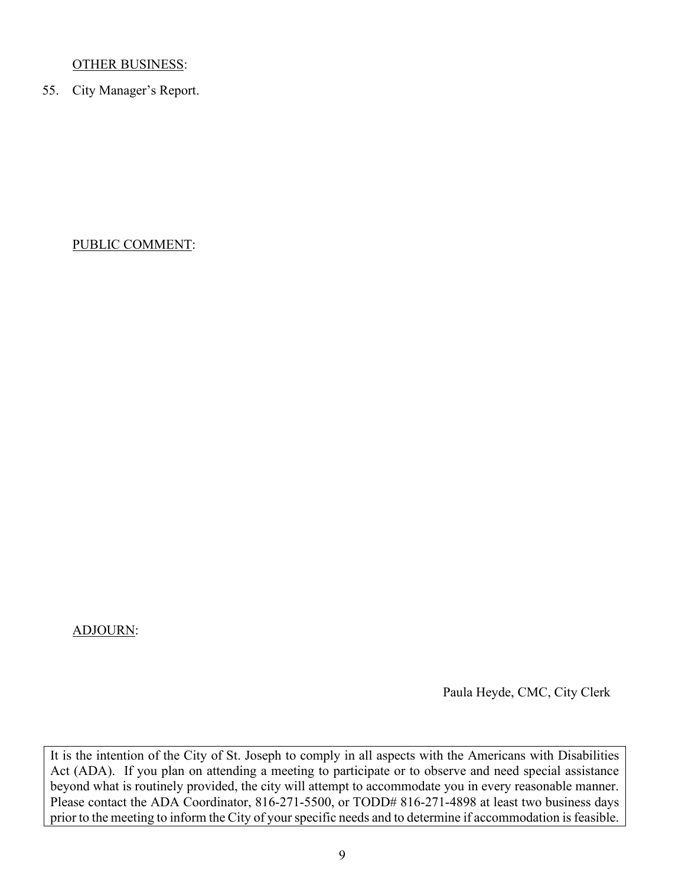<u>OTHER BUSINESS</u>:

55. City Manager's Report.

<u>PUBLIC COMMENT</u>:

<u>ADJOURN</u>:

Paula Heyde, CMC, City Clerk

| |
|---|
| It is the intention of the City of St. Joseph to comply in all aspects with the Americans with Disabilities Act (ADA). If you plan on attending a meeting to participate or to observe and need special assistance beyond what is routinely provided, the city will attempt to accommodate you in every reasonable manner. Please contact the ADA Coordinator, 816-271-5500, or TODD# 816-271-4898 at least two business days prior to the meeting to inform the City of your specific needs and to determine if accommodation is feasible. |